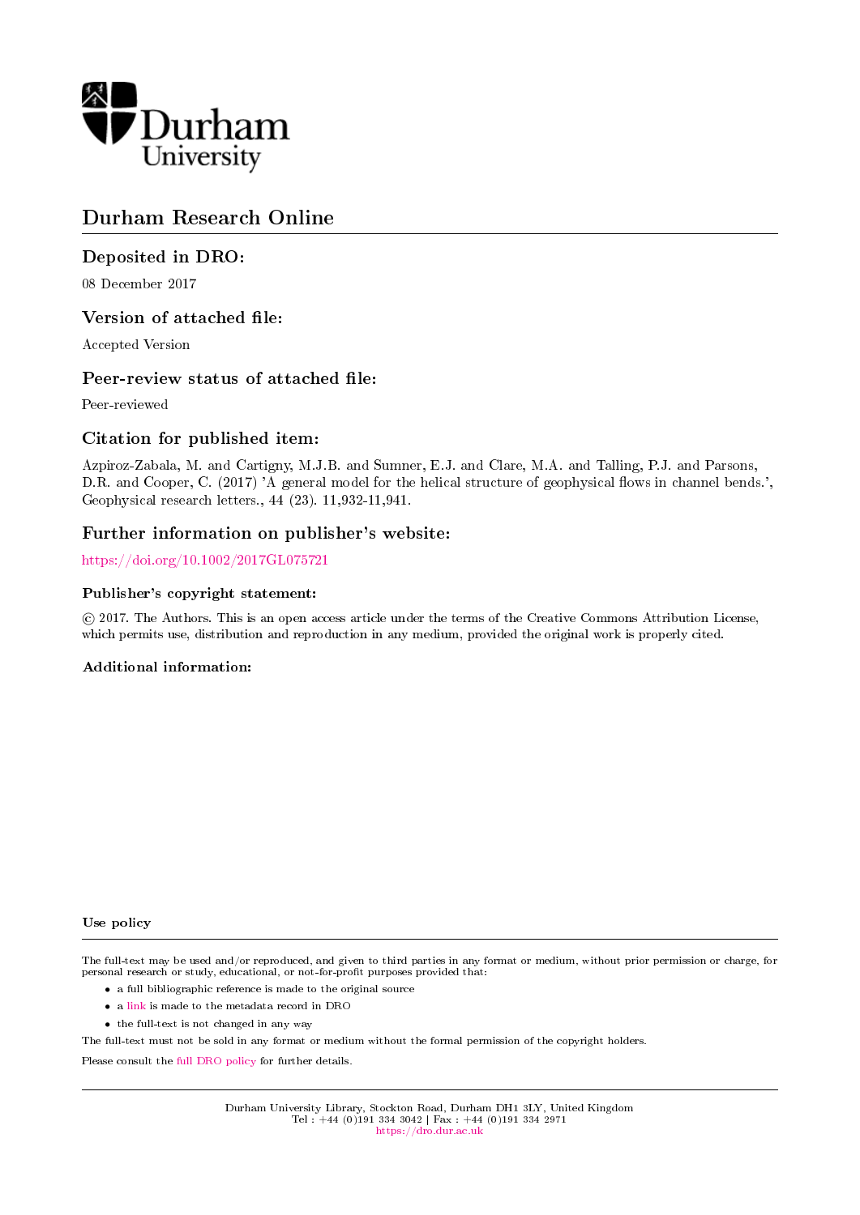Durham University

# Durham Research Online

## Deposited in DRO:

08 December 2017

## Version of attached file:

Accepted Version

## Peer-review status of attached file:

Peer-reviewed

## Citation for published item:

Azpiroz-Zabala, M. and Cartigny, M.J.B. and Sumner, E.J. and Clare, M.A. and Talling, P.J. and Parsons, D.R. and Cooper, C. (2017) 'A general model for the helical structure of geophysical flows in channel bends.', Geophysical research letters., 44 (23). 11,932-11,941.

## Further information on publisher's website:

https://doi.org/10.1002/2017GL075721

### Publisher's copyright statement:

© 2017. The Authors. This is an open access article under the terms of the Creative Commons Attribution License, which permits use, distribution and reproduction in any medium, provided the original work is properly cited.

### Additional information:

#### Use policy

The full-text may be used and/or reproduced, and given to third parties in any format or medium, without prior permission or charge, for personal research or study, educational, or not-for-profit purposes provided that:

- a full bibliographic reference is made to the original source
- a link is made to the metadata record in DRO
- the full-text is not changed in any way

The full-text must not be sold in any format or medium without the formal permission of the copyright holders.

Please consult the full DRO policy for further details.

Durham University Library, Stockton Road, Durham DH1 3LY, United Kingdom
Tel : +44 (0)191 334 3042 | Fax : +44 (0)191 334 2971
https://dro.dur.ac.uk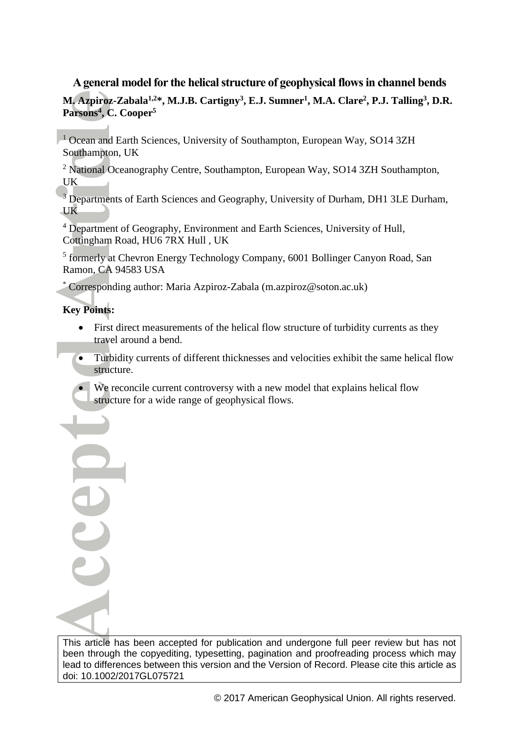# A general model for the helical structure of geophysical flows in channel bends

**M. Azpiroz-Zabala[1,2]*, M.J.B. Cartigny[3], E.J. Sumner[1], M.A. Clare[2], P.J. Talling[3], D.R. Parsons[4], C. Cooper[5]**

[1] Ocean and Earth Sciences, University of Southampton, European Way, SO14 3ZH Southampton, UK

[2] National Oceanography Centre, Southampton, European Way, SO14 3ZH Southampton, UK

[3] Departments of Earth Sciences and Geography, University of Durham, DH1 3LE Durham, UK

[4] Department of Geography, Environment and Earth Sciences, University of Hull, Cottingham Road, HU6 7RX Hull , UK

[5] formerly at Chevron Energy Technology Company, 6001 Bollinger Canyon Road, San Ramon, CA 94583 USA

* Corresponding author: Maria Azpiroz-Zabala (m.azpiroz@soton.ac.uk)

**Key Points:**

- First direct measurements of the helical flow structure of turbidity currents as they travel around a bend.
- Turbidity currents of different thicknesses and velocities exhibit the same helical flow structure.
- We reconcile current controversy with a new model that explains helical flow structure for a wide range of geophysical flows.

This article has been accepted for publication and undergone full peer review but has not been through the copyediting, typesetting, pagination and proofreading process which may lead to differences between this version and the Version of Record. Please cite this article as doi: 10.1002/2017GL075721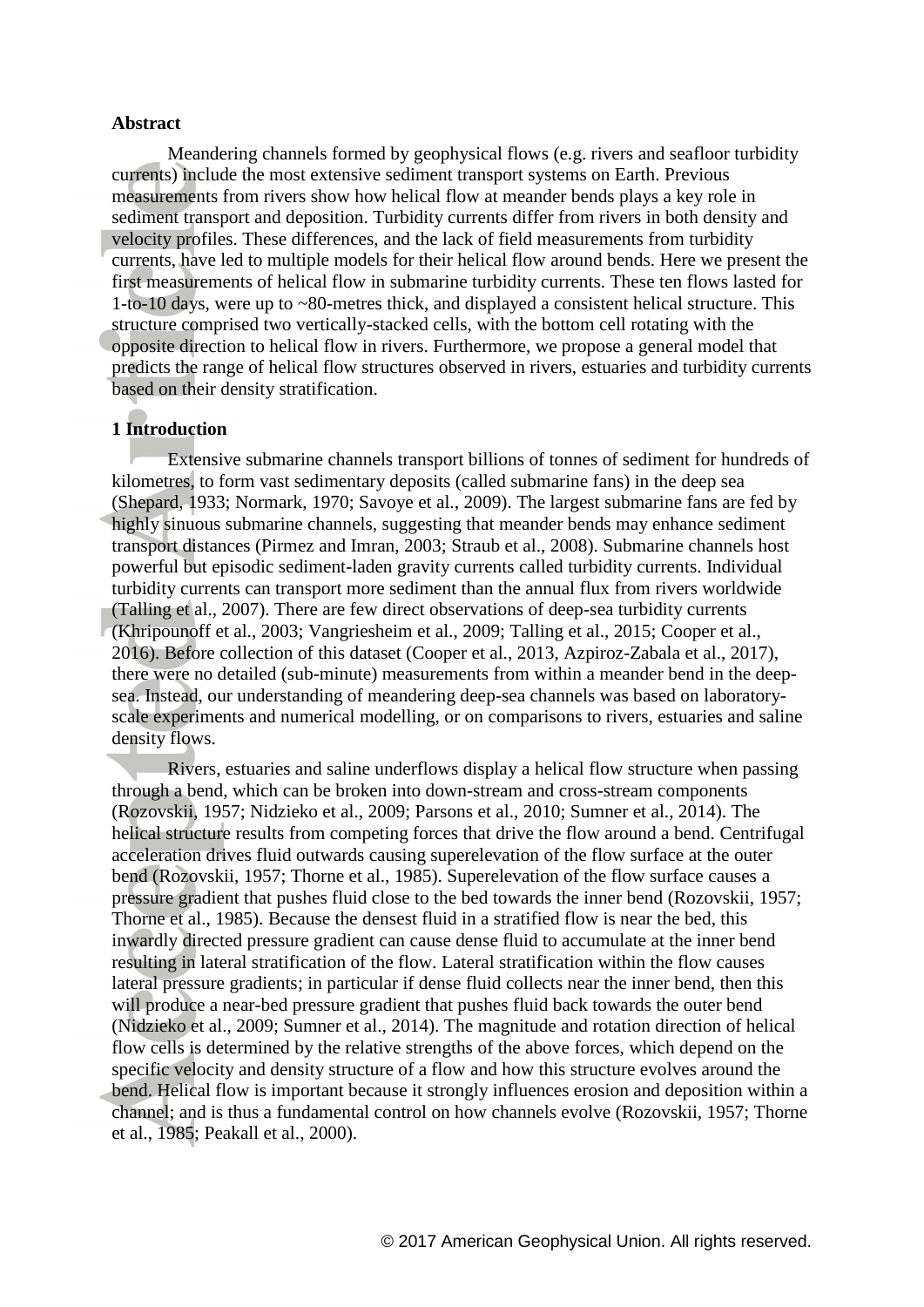**Abstract**

Meandering channels formed by geophysical flows (e.g. rivers and seafloor turbidity currents) include the most extensive sediment transport systems on Earth. Previous measurements from rivers show how helical flow at meander bends plays a key role in sediment transport and deposition. Turbidity currents differ from rivers in both density and velocity profiles. These differences, and the lack of field measurements from turbidity currents, have led to multiple models for their helical flow around bends. Here we present the first measurements of helical flow in submarine turbidity currents. These ten flows lasted for 1-to-10 days, were up to ~80-metres thick, and displayed a consistent helical structure. This structure comprised two vertically-stacked cells, with the bottom cell rotating with the opposite direction to helical flow in rivers. Furthermore, we propose a general model that predicts the range of helical flow structures observed in rivers, estuaries and turbidity currents based on their density stratification.

## 1 Introduction

Extensive submarine channels transport billions of tonnes of sediment for hundreds of kilometres, to form vast sedimentary deposits (called submarine fans) in the deep sea (Shepard, 1933; Normark, 1970; Savoye et al., 2009). The largest submarine fans are fed by highly sinuous submarine channels, suggesting that meander bends may enhance sediment transport distances (Pirmez and Imran, 2003; Straub et al., 2008). Submarine channels host powerful but episodic sediment-laden gravity currents called turbidity currents. Individual turbidity currents can transport more sediment than the annual flux from rivers worldwide (Talling et al., 2007). There are few direct observations of deep-sea turbidity currents (Khripounoff et al., 2003; Vangriesheim et al., 2009; Talling et al., 2015; Cooper et al., 2016). Before collection of this dataset (Cooper et al., 2013, Azpiroz-Zabala et al., 2017), there were no detailed (sub-minute) measurements from within a meander bend in the deep-sea. Instead, our understanding of meandering deep-sea channels was based on laboratory-scale experiments and numerical modelling, or on comparisons to rivers, estuaries and saline density flows.

Rivers, estuaries and saline underflows display a helical flow structure when passing through a bend, which can be broken into down-stream and cross-stream components (Rozovskii, 1957; Nidzieko et al., 2009; Parsons et al., 2010; Sumner et al., 2014). The helical structure results from competing forces that drive the flow around a bend. Centrifugal acceleration drives fluid outwards causing superelevation of the flow surface at the outer bend (Rozovskii, 1957; Thorne et al., 1985). Superelevation of the flow surface causes a pressure gradient that pushes fluid close to the bed towards the inner bend (Rozovskii, 1957; Thorne et al., 1985). Because the densest fluid in a stratified flow is near the bed, this inwardly directed pressure gradient can cause dense fluid to accumulate at the inner bend resulting in lateral stratification of the flow. Lateral stratification within the flow causes lateral pressure gradients; in particular if dense fluid collects near the inner bend, then this will produce a near-bed pressure gradient that pushes fluid back towards the outer bend (Nidzieko et al., 2009; Sumner et al., 2014). The magnitude and rotation direction of helical flow cells is determined by the relative strengths of the above forces, which depend on the specific velocity and density structure of a flow and how this structure evolves around the bend. Helical flow is important because it strongly influences erosion and deposition within a channel; and is thus a fundamental control on how channels evolve (Rozovskii, 1957; Thorne et al., 1985; Peakall et al., 2000).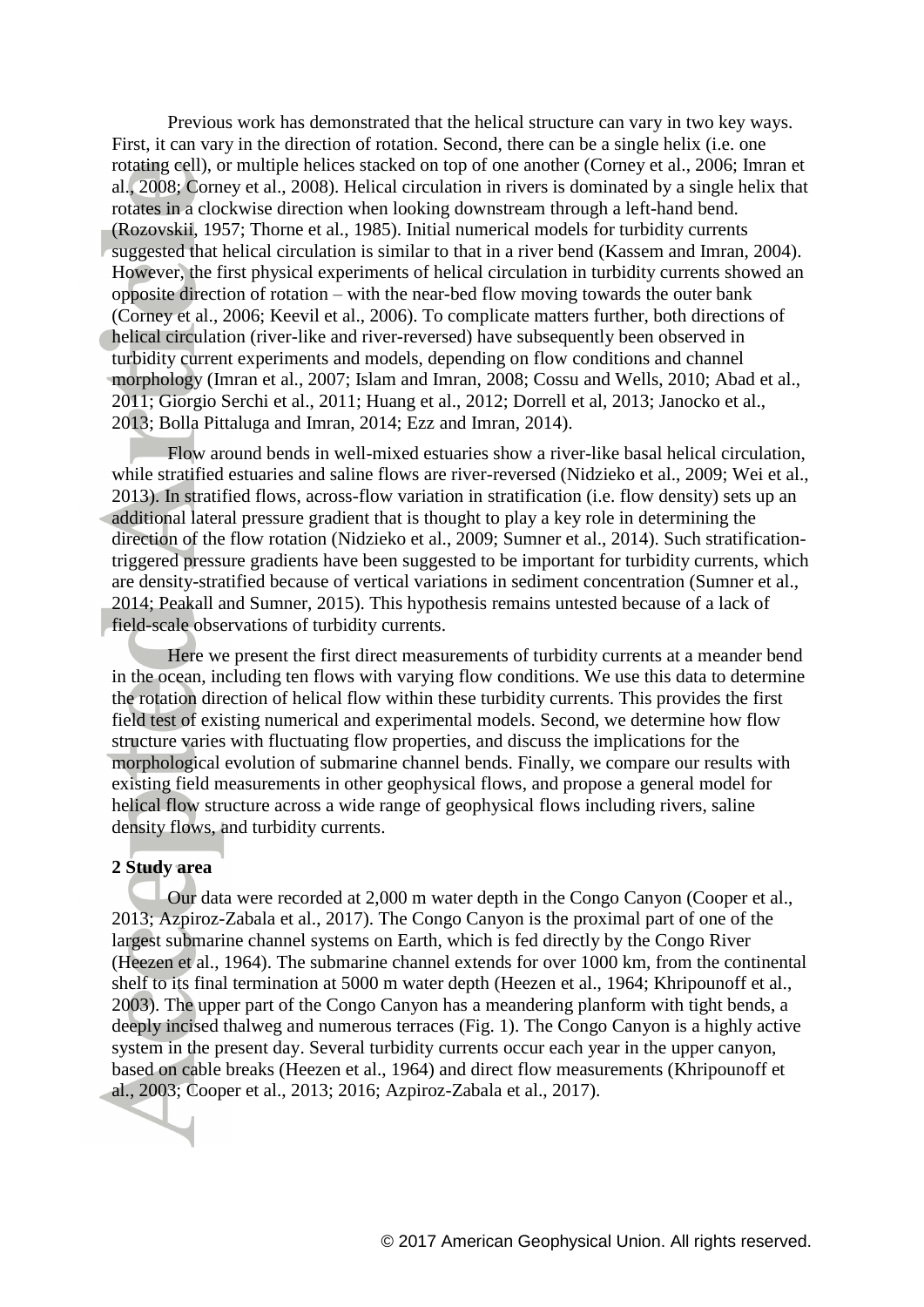Previous work has demonstrated that the helical structure can vary in two key ways. First, it can vary in the direction of rotation. Second, there can be a single helix (i.e. one rotating cell), or multiple helices stacked on top of one another (Corney et al., 2006; Imran et al., 2008; Corney et al., 2008). Helical circulation in rivers is dominated by a single helix that rotates in a clockwise direction when looking downstream through a left-hand bend. (Rozovskii, 1957; Thorne et al., 1985). Initial numerical models for turbidity currents suggested that helical circulation is similar to that in a river bend (Kassem and Imran, 2004). However, the first physical experiments of helical circulation in turbidity currents showed an opposite direction of rotation – with the near-bed flow moving towards the outer bank (Corney et al., 2006; Keevil et al., 2006). To complicate matters further, both directions of helical circulation (river-like and river-reversed) have subsequently been observed in turbidity current experiments and models, depending on flow conditions and channel morphology (Imran et al., 2007; Islam and Imran, 2008; Cossu and Wells, 2010; Abad et al., 2011; Giorgio Serchi et al., 2011; Huang et al., 2012; Dorrell et al, 2013; Janocko et al., 2013; Bolla Pittaluga and Imran, 2014; Ezz and Imran, 2014).

Flow around bends in well-mixed estuaries show a river-like basal helical circulation, while stratified estuaries and saline flows are river-reversed (Nidzieko et al., 2009; Wei et al., 2013). In stratified flows, across-flow variation in stratification (i.e. flow density) sets up an additional lateral pressure gradient that is thought to play a key role in determining the direction of the flow rotation (Nidzieko et al., 2009; Sumner et al., 2014). Such stratification-triggered pressure gradients have been suggested to be important for turbidity currents, which are density-stratified because of vertical variations in sediment concentration (Sumner et al., 2014; Peakall and Sumner, 2015). This hypothesis remains untested because of a lack of field-scale observations of turbidity currents.

Here we present the first direct measurements of turbidity currents at a meander bend in the ocean, including ten flows with varying flow conditions. We use this data to determine the rotation direction of helical flow within these turbidity currents. This provides the first field test of existing numerical and experimental models. Second, we determine how flow structure varies with fluctuating flow properties, and discuss the implications for the morphological evolution of submarine channel bends. Finally, we compare our results with existing field measurements in other geophysical flows, and propose a general model for helical flow structure across a wide range of geophysical flows including rivers, saline density flows, and turbidity currents.

## 2 Study area

Our data were recorded at 2,000 m water depth in the Congo Canyon (Cooper et al., 2013; Azpiroz-Zabala et al., 2017). The Congo Canyon is the proximal part of one of the largest submarine channel systems on Earth, which is fed directly by the Congo River (Heezen et al., 1964). The submarine channel extends for over 1000 km, from the continental shelf to its final termination at 5000 m water depth (Heezen et al., 1964; Khripounoff et al., 2003). The upper part of the Congo Canyon has a meandering planform with tight bends, a deeply incised thalweg and numerous terraces (Fig. 1). The Congo Canyon is a highly active system in the present day. Several turbidity currents occur each year in the upper canyon, based on cable breaks (Heezen et al., 1964) and direct flow measurements (Khripounoff et al., 2003; Cooper et al., 2013; 2016; Azpiroz-Zabala et al., 2017).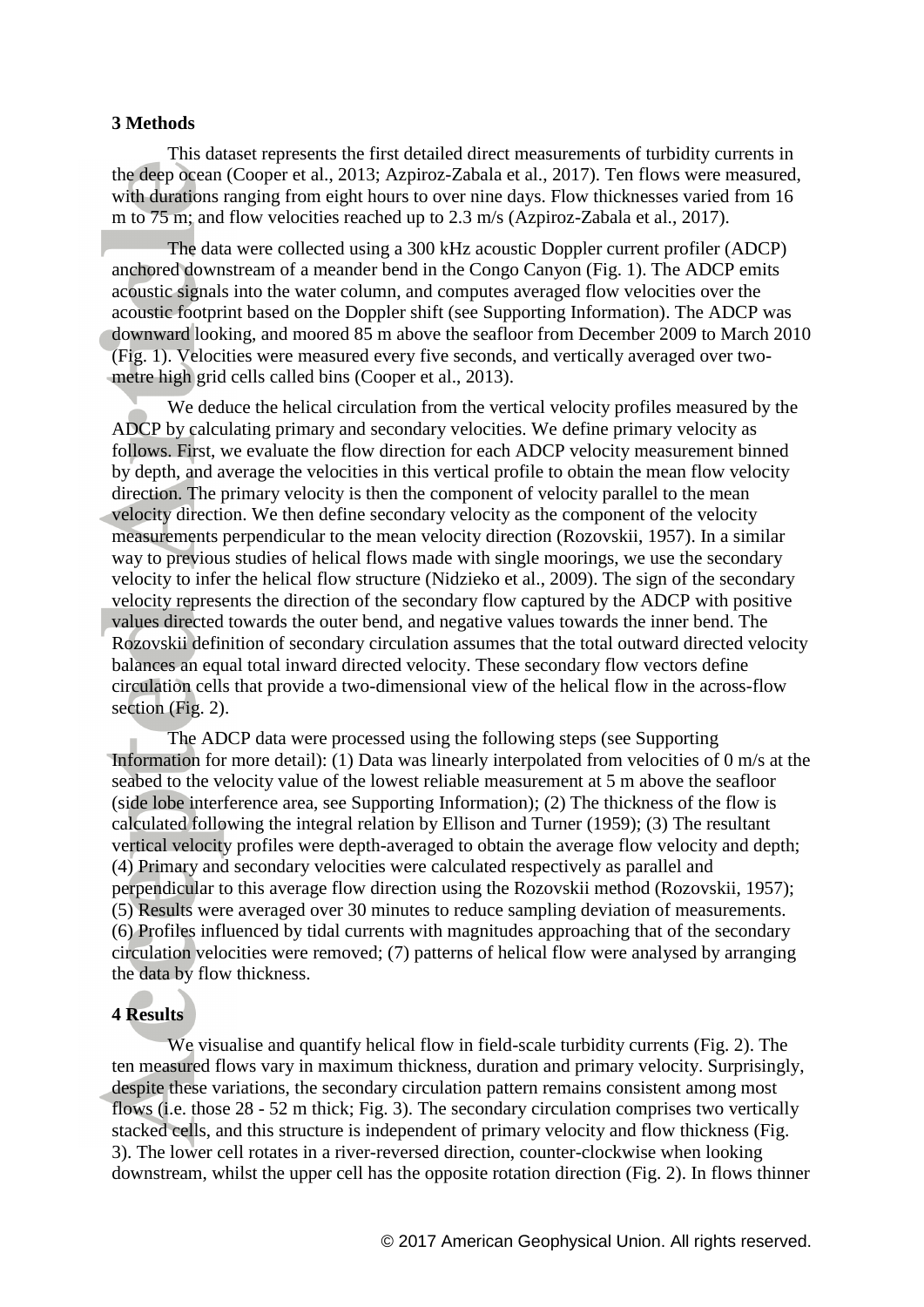## 3 Methods

This dataset represents the first detailed direct measurements of turbidity currents in the deep ocean (Cooper et al., 2013; Azpiroz-Zabala et al., 2017). Ten flows were measured, with durations ranging from eight hours to over nine days. Flow thicknesses varied from 16 m to 75 m; and flow velocities reached up to 2.3 m/s (Azpiroz-Zabala et al., 2017).

The data were collected using a 300 kHz acoustic Doppler current profiler (ADCP) anchored downstream of a meander bend in the Congo Canyon (Fig. 1). The ADCP emits acoustic signals into the water column, and computes averaged flow velocities over the acoustic footprint based on the Doppler shift (see Supporting Information). The ADCP was downward looking, and moored 85 m above the seafloor from December 2009 to March 2010 (Fig. 1). Velocities were measured every five seconds, and vertically averaged over two-metre high grid cells called bins (Cooper et al., 2013).

We deduce the helical circulation from the vertical velocity profiles measured by the ADCP by calculating primary and secondary velocities. We define primary velocity as follows. First, we evaluate the flow direction for each ADCP velocity measurement binned by depth, and average the velocities in this vertical profile to obtain the mean flow velocity direction. The primary velocity is then the component of velocity parallel to the mean velocity direction. We then define secondary velocity as the component of the velocity measurements perpendicular to the mean velocity direction (Rozovskii, 1957). In a similar way to previous studies of helical flows made with single moorings, we use the secondary velocity to infer the helical flow structure (Nidzieko et al., 2009). The sign of the secondary velocity represents the direction of the secondary flow captured by the ADCP with positive values directed towards the outer bend, and negative values towards the inner bend. The Rozovskii definition of secondary circulation assumes that the total outward directed velocity balances an equal total inward directed velocity. These secondary flow vectors define circulation cells that provide a two-dimensional view of the helical flow in the across-flow section (Fig. 2).

The ADCP data were processed using the following steps (see Supporting Information for more detail): (1) Data was linearly interpolated from velocities of 0 m/s at the seabed to the velocity value of the lowest reliable measurement at 5 m above the seafloor (side lobe interference area, see Supporting Information); (2) The thickness of the flow is calculated following the integral relation by Ellison and Turner (1959); (3) The resultant vertical velocity profiles were depth-averaged to obtain the average flow velocity and depth; (4) Primary and secondary velocities were calculated respectively as parallel and perpendicular to this average flow direction using the Rozovskii method (Rozovskii, 1957); (5) Results were averaged over 30 minutes to reduce sampling deviation of measurements. (6) Profiles influenced by tidal currents with magnitudes approaching that of the secondary circulation velocities were removed; (7) patterns of helical flow were analysed by arranging the data by flow thickness.

## 4 Results

We visualise and quantify helical flow in field-scale turbidity currents (Fig. 2). The ten measured flows vary in maximum thickness, duration and primary velocity. Surprisingly, despite these variations, the secondary circulation pattern remains consistent among most flows (i.e. those 28 - 52 m thick; Fig. 3). The secondary circulation comprises two vertically stacked cells, and this structure is independent of primary velocity and flow thickness (Fig. 3). The lower cell rotates in a river-reversed direction, counter-clockwise when looking downstream, whilst the upper cell has the opposite rotation direction (Fig. 2). In flows thinner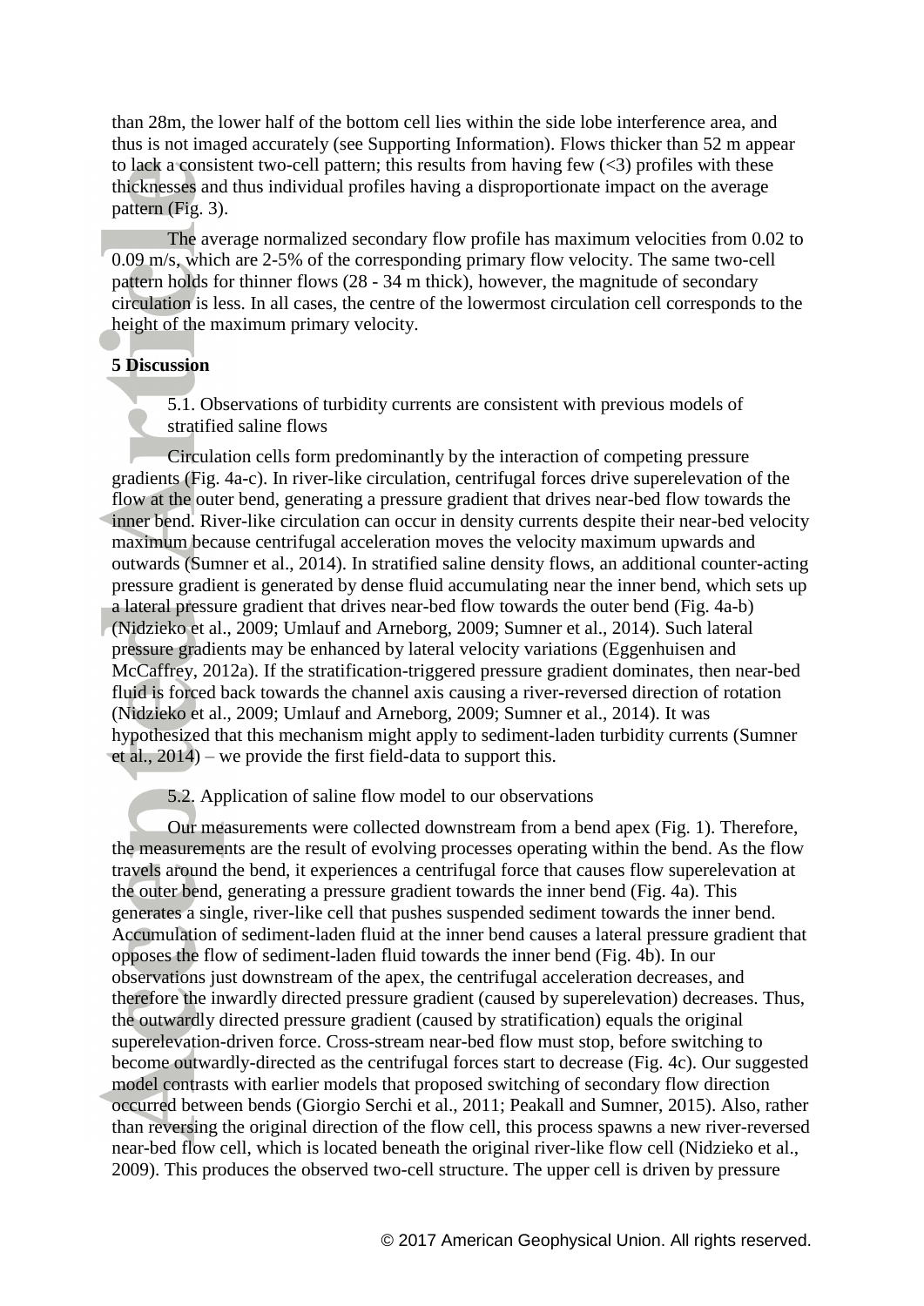than 28m, the lower half of the bottom cell lies within the side lobe interference area, and thus is not imaged accurately (see Supporting Information). Flows thicker than 52 m appear to lack a consistent two-cell pattern; this results from having few (<3) profiles with these thicknesses and thus individual profiles having a disproportionate impact on the average pattern (Fig. 3).

The average normalized secondary flow profile has maximum velocities from 0.02 to 0.09 m/s, which are 2-5% of the corresponding primary flow velocity. The same two-cell pattern holds for thinner flows (28 - 34 m thick), however, the magnitude of secondary circulation is less. In all cases, the centre of the lowermost circulation cell corresponds to the height of the maximum primary velocity.

## 5 Discussion

### 5.1. Observations of turbidity currents are consistent with previous models of stratified saline flows

Circulation cells form predominantly by the interaction of competing pressure gradients (Fig. 4a-c). In river-like circulation, centrifugal forces drive superelevation of the flow at the outer bend, generating a pressure gradient that drives near-bed flow towards the inner bend. River-like circulation can occur in density currents despite their near-bed velocity maximum because centrifugal acceleration moves the velocity maximum upwards and outwards (Sumner et al., 2014). In stratified saline density flows, an additional counter-acting pressure gradient is generated by dense fluid accumulating near the inner bend, which sets up a lateral pressure gradient that drives near-bed flow towards the outer bend (Fig. 4a-b) (Nidzieko et al., 2009; Umlauf and Arneborg, 2009; Sumner et al., 2014). Such lateral pressure gradients may be enhanced by lateral velocity variations (Eggenhuisen and McCaffrey, 2012a). If the stratification-triggered pressure gradient dominates, then near-bed fluid is forced back towards the channel axis causing a river-reversed direction of rotation (Nidzieko et al., 2009; Umlauf and Arneborg, 2009; Sumner et al., 2014). It was hypothesized that this mechanism might apply to sediment-laden turbidity currents (Sumner et al., 2014) – we provide the first field-data to support this.

### 5.2. Application of saline flow model to our observations

Our measurements were collected downstream from a bend apex (Fig. 1). Therefore, the measurements are the result of evolving processes operating within the bend. As the flow travels around the bend, it experiences a centrifugal force that causes flow superelevation at the outer bend, generating a pressure gradient towards the inner bend (Fig. 4a). This generates a single, river-like cell that pushes suspended sediment towards the inner bend. Accumulation of sediment-laden fluid at the inner bend causes a lateral pressure gradient that opposes the flow of sediment-laden fluid towards the inner bend (Fig. 4b). In our observations just downstream of the apex, the centrifugal acceleration decreases, and therefore the inwardly directed pressure gradient (caused by superelevation) decreases. Thus, the outwardly directed pressure gradient (caused by stratification) equals the original superelevation-driven force. Cross-stream near-bed flow must stop, before switching to become outwardly-directed as the centrifugal forces start to decrease (Fig. 4c). Our suggested model contrasts with earlier models that proposed switching of secondary flow direction occurred between bends (Giorgio Serchi et al., 2011; Peakall and Sumner, 2015). Also, rather than reversing the original direction of the flow cell, this process spawns a new river-reversed near-bed flow cell, which is located beneath the original river-like flow cell (Nidzieko et al., 2009). This produces the observed two-cell structure. The upper cell is driven by pressure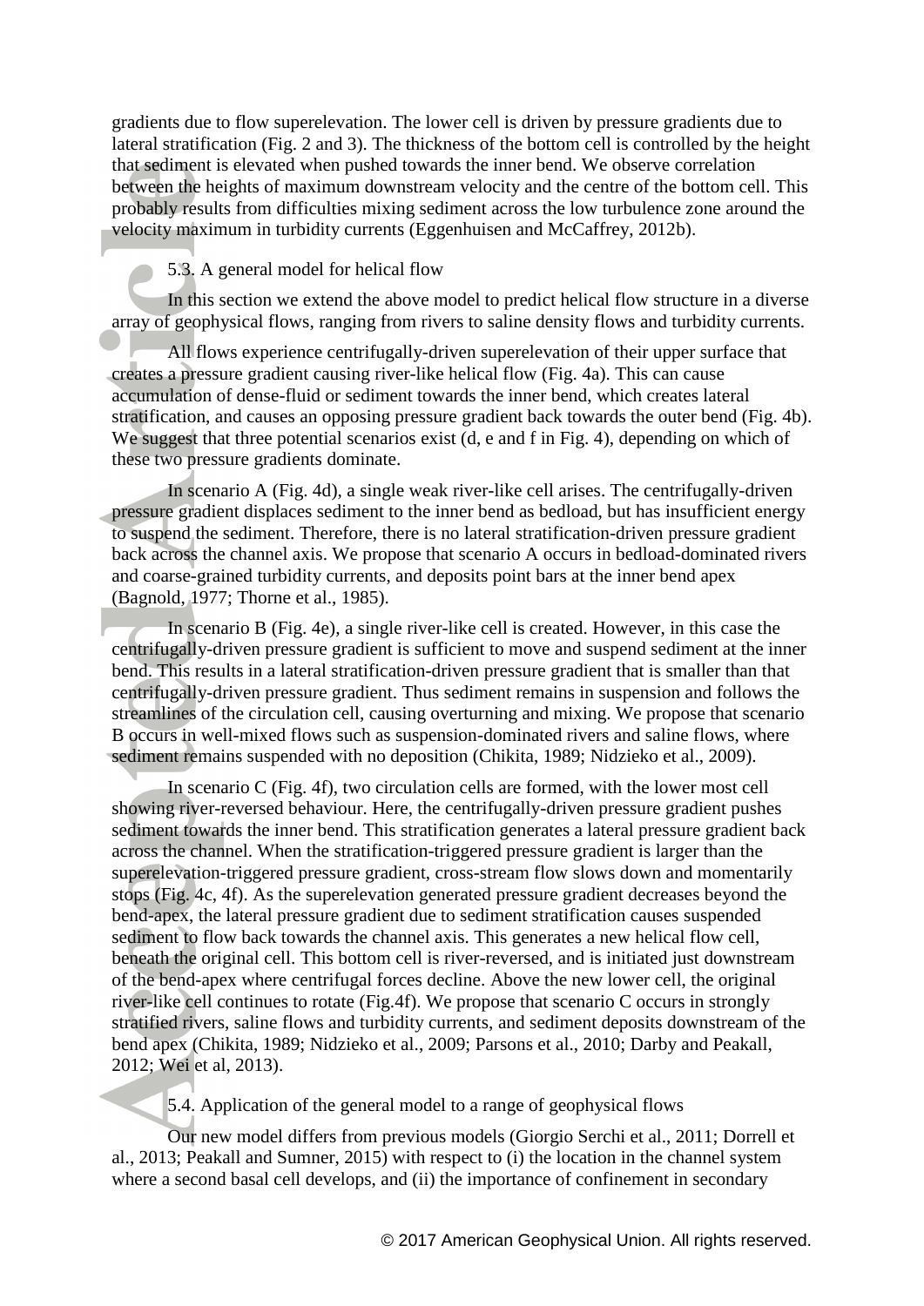gradients due to flow superelevation. The lower cell is driven by pressure gradients due to lateral stratification (Fig. 2 and 3). The thickness of the bottom cell is controlled by the height that sediment is elevated when pushed towards the inner bend. We observe correlation between the heights of maximum downstream velocity and the centre of the bottom cell. This probably results from difficulties mixing sediment across the low turbulence zone around the velocity maximum in turbidity currents (Eggenhuisen and McCaffrey, 2012b).

### 5.3. A general model for helical flow

In this section we extend the above model to predict helical flow structure in a diverse array of geophysical flows, ranging from rivers to saline density flows and turbidity currents.

All flows experience centrifugally-driven superelevation of their upper surface that creates a pressure gradient causing river-like helical flow (Fig. 4a). This can cause accumulation of dense-fluid or sediment towards the inner bend, which creates lateral stratification, and causes an opposing pressure gradient back towards the outer bend (Fig. 4b). We suggest that three potential scenarios exist (d, e and f in Fig. 4), depending on which of these two pressure gradients dominate.

In scenario A (Fig. 4d), a single weak river-like cell arises. The centrifugally-driven pressure gradient displaces sediment to the inner bend as bedload, but has insufficient energy to suspend the sediment. Therefore, there is no lateral stratification-driven pressure gradient back across the channel axis. We propose that scenario A occurs in bedload-dominated rivers and coarse-grained turbidity currents, and deposits point bars at the inner bend apex (Bagnold, 1977; Thorne et al., 1985).

In scenario B (Fig. 4e), a single river-like cell is created. However, in this case the centrifugally-driven pressure gradient is sufficient to move and suspend sediment at the inner bend. This results in a lateral stratification-driven pressure gradient that is smaller than that centrifugally-driven pressure gradient. Thus sediment remains in suspension and follows the streamlines of the circulation cell, causing overturning and mixing. We propose that scenario B occurs in well-mixed flows such as suspension-dominated rivers and saline flows, where sediment remains suspended with no deposition (Chikita, 1989; Nidzieko et al., 2009).

In scenario C (Fig. 4f), two circulation cells are formed, with the lower most cell showing river-reversed behaviour. Here, the centrifugally-driven pressure gradient pushes sediment towards the inner bend. This stratification generates a lateral pressure gradient back across the channel. When the stratification-triggered pressure gradient is larger than the superelevation-triggered pressure gradient, cross-stream flow slows down and momentarily stops (Fig. 4c, 4f). As the superelevation generated pressure gradient decreases beyond the bend-apex, the lateral pressure gradient due to sediment stratification causes suspended sediment to flow back towards the channel axis. This generates a new helical flow cell, beneath the original cell. This bottom cell is river-reversed, and is initiated just downstream of the bend-apex where centrifugal forces decline. Above the new lower cell, the original river-like cell continues to rotate (Fig.4f). We propose that scenario C occurs in strongly stratified rivers, saline flows and turbidity currents, and sediment deposits downstream of the bend apex (Chikita, 1989; Nidzieko et al., 2009; Parsons et al., 2010; Darby and Peakall, 2012; Wei et al, 2013).

### 5.4. Application of the general model to a range of geophysical flows

Our new model differs from previous models (Giorgio Serchi et al., 2011; Dorrell et al., 2013; Peakall and Sumner, 2015) with respect to (i) the location in the channel system where a second basal cell develops, and (ii) the importance of confinement in secondary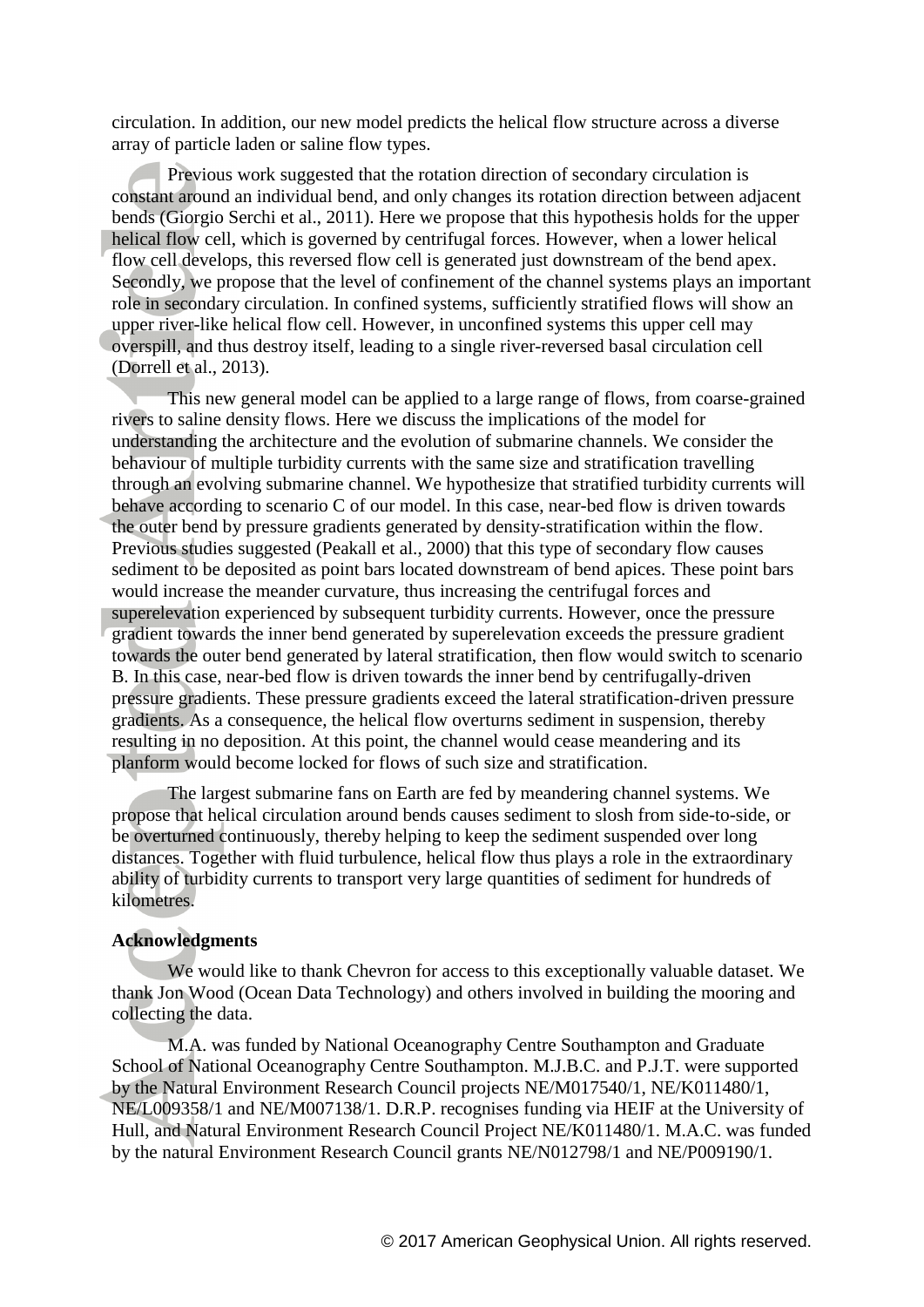circulation. In addition, our new model predicts the helical flow structure across a diverse array of particle laden or saline flow types.

Previous work suggested that the rotation direction of secondary circulation is constant around an individual bend, and only changes its rotation direction between adjacent bends (Giorgio Serchi et al., 2011). Here we propose that this hypothesis holds for the upper helical flow cell, which is governed by centrifugal forces. However, when a lower helical flow cell develops, this reversed flow cell is generated just downstream of the bend apex. Secondly, we propose that the level of confinement of the channel systems plays an important role in secondary circulation. In confined systems, sufficiently stratified flows will show an upper river-like helical flow cell. However, in unconfined systems this upper cell may overspill, and thus destroy itself, leading to a single river-reversed basal circulation cell (Dorrell et al., 2013).

This new general model can be applied to a large range of flows, from coarse-grained rivers to saline density flows. Here we discuss the implications of the model for understanding the architecture and the evolution of submarine channels. We consider the behaviour of multiple turbidity currents with the same size and stratification travelling through an evolving submarine channel. We hypothesize that stratified turbidity currents will behave according to scenario C of our model. In this case, near-bed flow is driven towards the outer bend by pressure gradients generated by density-stratification within the flow. Previous studies suggested (Peakall et al., 2000) that this type of secondary flow causes sediment to be deposited as point bars located downstream of bend apices. These point bars would increase the meander curvature, thus increasing the centrifugal forces and superelevation experienced by subsequent turbidity currents. However, once the pressure gradient towards the inner bend generated by superelevation exceeds the pressure gradient towards the outer bend generated by lateral stratification, then flow would switch to scenario B. In this case, near-bed flow is driven towards the inner bend by centrifugally-driven pressure gradients. These pressure gradients exceed the lateral stratification-driven pressure gradients. As a consequence, the helical flow overturns sediment in suspension, thereby resulting in no deposition. At this point, the channel would cease meandering and its planform would become locked for flows of such size and stratification.

The largest submarine fans on Earth are fed by meandering channel systems. We propose that helical circulation around bends causes sediment to slosh from side-to-side, or be overturned continuously, thereby helping to keep the sediment suspended over long distances. Together with fluid turbulence, helical flow thus plays a role in the extraordinary ability of turbidity currents to transport very large quantities of sediment for hundreds of kilometres.

**Acknowledgments**

We would like to thank Chevron for access to this exceptionally valuable dataset. We thank Jon Wood (Ocean Data Technology) and others involved in building the mooring and collecting the data.

M.A. was funded by National Oceanography Centre Southampton and Graduate School of National Oceanography Centre Southampton. M.J.B.C. and P.J.T. were supported by the Natural Environment Research Council projects NE/M017540/1, NE/K011480/1, NE/L009358/1 and NE/M007138/1. D.R.P. recognises funding via HEIF at the University of Hull, and Natural Environment Research Council Project NE/K011480/1. M.A.C. was funded by the natural Environment Research Council grants NE/N012798/1 and NE/P009190/1.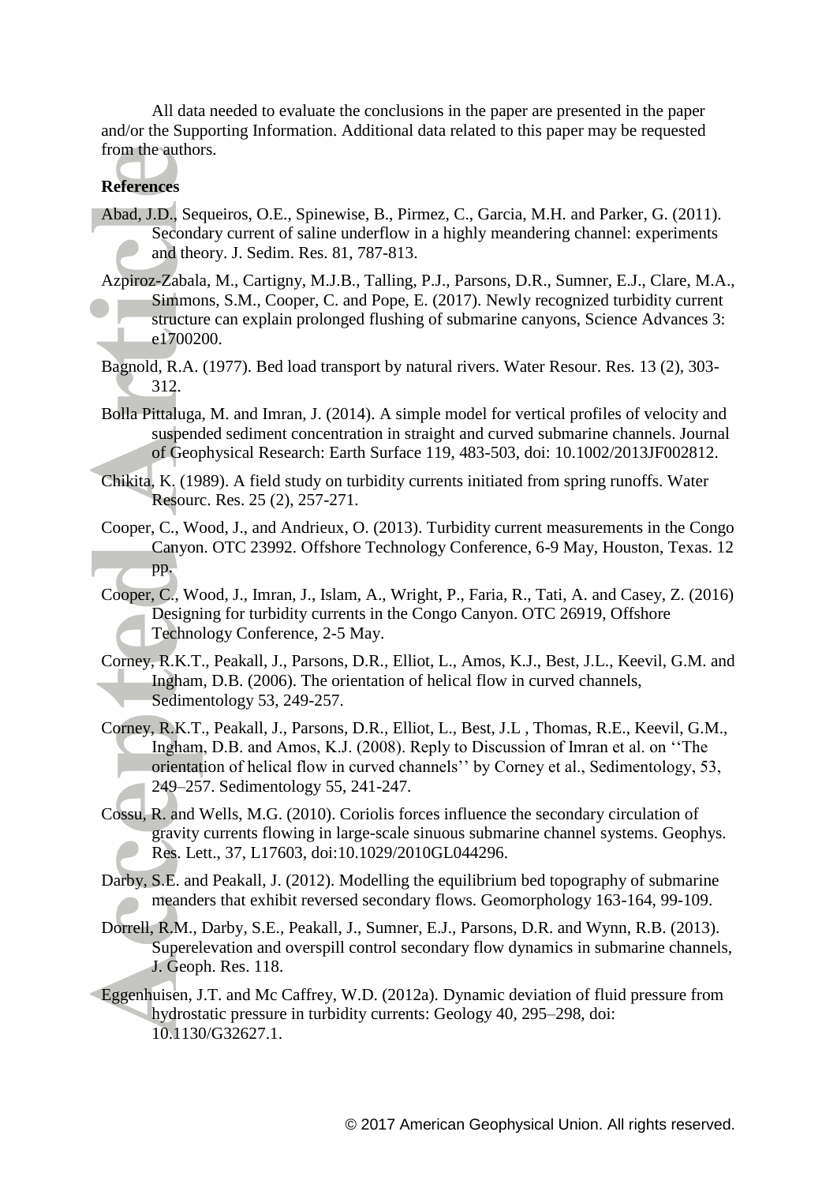All data needed to evaluate the conclusions in the paper are presented in the paper and/or the Supporting Information. Additional data related to this paper may be requested from the authors.

**References**

Abad, J.D., Sequeiros, O.E., Spinewise, B., Pirmez, C., Garcia, M.H. and Parker, G. (2011). Secondary current of saline underflow in a highly meandering channel: experiments and theory. J. Sedim. Res. 81, 787-813.

Azpiroz-Zabala, M., Cartigny, M.J.B., Talling, P.J., Parsons, D.R., Sumner, E.J., Clare, M.A., Simmons, S.M., Cooper, C. and Pope, E. (2017). Newly recognized turbidity current structure can explain prolonged flushing of submarine canyons, Science Advances 3: e1700200.

Bagnold, R.A. (1977). Bed load transport by natural rivers. Water Resour. Res. 13 (2), 303-312.

Bolla Pittaluga, M. and Imran, J. (2014). A simple model for vertical profiles of velocity and suspended sediment concentration in straight and curved submarine channels. Journal of Geophysical Research: Earth Surface 119, 483-503, doi: 10.1002/2013JF002812.

Chikita, K. (1989). A field study on turbidity currents initiated from spring runoffs. Water Resourc. Res. 25 (2), 257-271.

Cooper, C., Wood, J., and Andrieux, O. (2013). Turbidity current measurements in the Congo Canyon. OTC 23992. Offshore Technology Conference, 6-9 May, Houston, Texas. 12 pp.

Cooper, C., Wood, J., Imran, J., Islam, A., Wright, P., Faria, R., Tati, A. and Casey, Z. (2016) Designing for turbidity currents in the Congo Canyon. OTC 26919, Offshore Technology Conference, 2-5 May.

Corney, R.K.T., Peakall, J., Parsons, D.R., Elliot, L., Amos, K.J., Best, J.L., Keevil, G.M. and Ingham, D.B. (2006). The orientation of helical flow in curved channels, Sedimentology 53, 249-257.

Corney, R.K.T., Peakall, J., Parsons, D.R., Elliot, L., Best, J.L , Thomas, R.E., Keevil, G.M., Ingham, D.B. and Amos, K.J. (2008). Reply to Discussion of Imran et al. on ''The orientation of helical flow in curved channels'' by Corney et al., Sedimentology, 53, 249–257. Sedimentology 55, 241-247.

Cossu, R. and Wells, M.G. (2010). Coriolis forces influence the secondary circulation of gravity currents flowing in large-scale sinuous submarine channel systems. Geophys. Res. Lett., 37, L17603, doi:10.1029/2010GL044296.

Darby, S.E. and Peakall, J. (2012). Modelling the equilibrium bed topography of submarine meanders that exhibit reversed secondary flows. Geomorphology 163-164, 99-109.

Dorrell, R.M., Darby, S.E., Peakall, J., Sumner, E.J., Parsons, D.R. and Wynn, R.B. (2013). Superelevation and overspill control secondary flow dynamics in submarine channels, J. Geoph. Res. 118.

Eggenhuisen, J.T. and Mc Caffrey, W.D. (2012a). Dynamic deviation of fluid pressure from hydrostatic pressure in turbidity currents: Geology 40, 295–298, doi: 10.1130/G32627.1.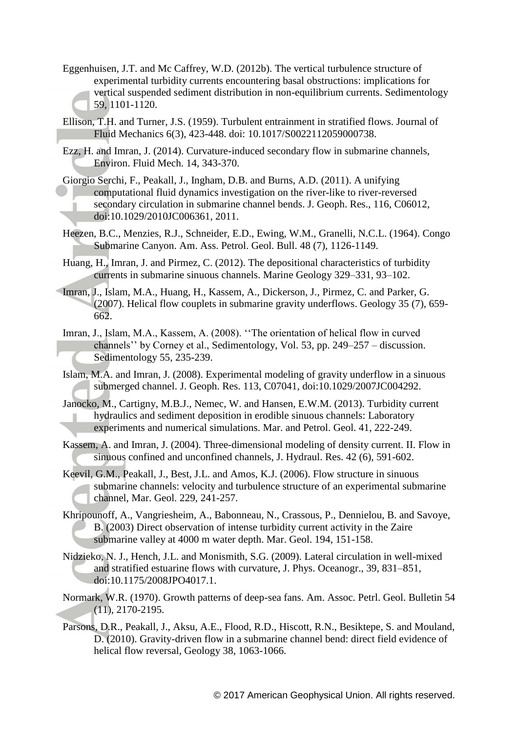Eggenhuisen, J.T. and Mc Caffrey, W.D. (2012b). The vertical turbulence structure of experimental turbidity currents encountering basal obstructions: implications for vertical suspended sediment distribution in non-equilibrium currents. Sedimentology 59, 1101-1120.

Ellison, T.H. and Turner, J.S. (1959). Turbulent entrainment in stratified flows. Journal of Fluid Mechanics 6(3), 423-448. doi: 10.1017/S0022112059000738.

Ezz, H. and Imran, J. (2014). Curvature-induced secondary flow in submarine channels, Environ. Fluid Mech. 14, 343-370.

Giorgio Serchi, F., Peakall, J., Ingham, D.B. and Burns, A.D. (2011). A unifying computational fluid dynamics investigation on the river-like to river-reversed secondary circulation in submarine channel bends. J. Geoph. Res., 116, C06012, doi:10.1029/2010JC006361, 2011.

Heezen, B.C., Menzies, R.J., Schneider, E.D., Ewing, W.M., Granelli, N.C.L. (1964). Congo Submarine Canyon. Am. Ass. Petrol. Geol. Bull. 48 (7), 1126-1149.

Huang, H., Imran, J. and Pirmez, C. (2012). The depositional characteristics of turbidity currents in submarine sinuous channels. Marine Geology 329–331, 93–102.

Imran, J., Islam, M.A., Huang, H., Kassem, A., Dickerson, J., Pirmez, C. and Parker, G. (2007). Helical flow couplets in submarine gravity underflows. Geology 35 (7), 659-662.

Imran, J., Islam, M.A., Kassem, A. (2008). ''The orientation of helical flow in curved channels'' by Corney et al., Sedimentology, Vol. 53, pp. 249–257 – discussion. Sedimentology 55, 235-239.

Islam, M.A. and Imran, J. (2008). Experimental modeling of gravity underflow in a sinuous submerged channel. J. Geoph. Res. 113, C07041, doi:10.1029/2007JC004292.

Janocko, M., Cartigny, M.B.J., Nemec, W. and Hansen, E.W.M. (2013). Turbidity current hydraulics and sediment deposition in erodible sinuous channels: Laboratory experiments and numerical simulations. Mar. and Petrol. Geol. 41, 222-249.

Kassem, A. and Imran, J. (2004). Three-dimensional modeling of density current. II. Flow in sinuous confined and unconfined channels, J. Hydraul. Res. 42 (6), 591-602.

Keevil, G.M., Peakall, J., Best, J.L. and Amos, K.J. (2006). Flow structure in sinuous submarine channels: velocity and turbulence structure of an experimental submarine channel, Mar. Geol. 229, 241-257.

Khripounoff, A., Vangriesheim, A., Babonneau, N., Crassous, P., Dennielou, B. and Savoye, B. (2003) Direct observation of intense turbidity current activity in the Zaire submarine valley at 4000 m water depth. Mar. Geol. 194, 151-158.

Nidzieko, N. J., Hench, J.L. and Monismith, S.G. (2009). Lateral circulation in well-mixed and stratified estuarine flows with curvature, J. Phys. Oceanogr., 39, 831–851, doi:10.1175/2008JPO4017.1.

Normark, W.R. (1970). Growth patterns of deep-sea fans. Am. Assoc. Petrl. Geol. Bulletin 54 (11), 2170-2195.

Parsons, D.R., Peakall, J., Aksu, A.E., Flood, R.D., Hiscott, R.N., Besiktepe, S. and Mouland, D. (2010). Gravity-driven flow in a submarine channel bend: direct field evidence of helical flow reversal, Geology 38, 1063-1066.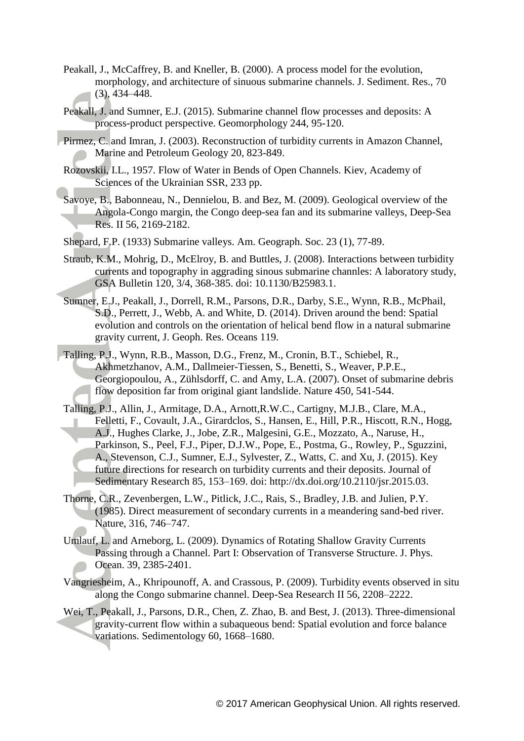Peakall, J., McCaffrey, B. and Kneller, B. (2000). A process model for the evolution, morphology, and architecture of sinuous submarine channels. J. Sediment. Res., 70 (3), 434–448.

Peakall, J. and Sumner, E.J. (2015). Submarine channel flow processes and deposits: A process-product perspective. Geomorphology 244, 95-120.

Pirmez, C. and Imran, J. (2003). Reconstruction of turbidity currents in Amazon Channel, Marine and Petroleum Geology 20, 823-849.

Rozovskii, I.L., 1957. Flow of Water in Bends of Open Channels. Kiev, Academy of Sciences of the Ukrainian SSR, 233 pp.

Savoye, B., Babonneau, N., Dennielou, B. and Bez, M. (2009). Geological overview of the Angola-Congo margin, the Congo deep-sea fan and its submarine valleys, Deep-Sea Res. II 56, 2169-2182.

Shepard, F.P. (1933) Submarine valleys. Am. Geograph. Soc. 23 (1), 77-89.

Straub, K.M., Mohrig, D., McElroy, B. and Buttles, J. (2008). Interactions between turbidity currents and topography in aggrading sinous submarine channles: A laboratory study, GSA Bulletin 120, 3/4, 368-385. doi: 10.1130/B25983.1.

Sumner, E.J., Peakall, J., Dorrell, R.M., Parsons, D.R., Darby, S.E., Wynn, R.B., McPhail, S.D., Perrett, J., Webb, A. and White, D. (2014). Driven around the bend: Spatial evolution and controls on the orientation of helical bend flow in a natural submarine gravity current, J. Geoph. Res. Oceans 119.

Talling, P.J., Wynn, R.B., Masson, D.G., Frenz, M., Cronin, B.T., Schiebel, R., Akhmetzhanov, A.M., Dallmeier-Tiessen, S., Benetti, S., Weaver, P.P.E., Georgiopoulou, A., Zühlsdorff, C. and Amy, L.A. (2007). Onset of submarine debris flow deposition far from original giant landslide. Nature 450, 541-544.

Talling, P.J., Allin, J., Armitage, D.A., Arnott,R.W.C., Cartigny, M.J.B., Clare, M.A., Felletti, F., Covault, J.A., Girardclos, S., Hansen, E., Hill, P.R., Hiscott, R.N., Hogg, A.J., Hughes Clarke, J., Jobe, Z.R., Malgesini, G.E., Mozzato, A., Naruse, H., Parkinson, S., Peel, F.J., Piper, D.J.W., Pope, E., Postma, G., Rowley, P., Sguzzini, A., Stevenson, C.J., Sumner, E.J., Sylvester, Z., Watts, C. and Xu, J. (2015). Key future directions for research on turbidity currents and their deposits. Journal of Sedimentary Research 85, 153–169. doi: http://dx.doi.org/10.2110/jsr.2015.03.

Thorne, C.R., Zevenbergen, L.W., Pitlick, J.C., Rais, S., Bradley, J.B. and Julien, P.Y. (1985). Direct measurement of secondary currents in a meandering sand-bed river. Nature, 316, 746–747.

Umlauf, L. and Arneborg, L. (2009). Dynamics of Rotating Shallow Gravity Currents Passing through a Channel. Part I: Observation of Transverse Structure. J. Phys. Ocean. 39, 2385-2401.

Vangriesheim, A., Khripounoff, A. and Crassous, P. (2009). Turbidity events observed in situ along the Congo submarine channel. Deep-Sea Research II 56, 2208–2222.

Wei, T., Peakall, J., Parsons, D.R., Chen, Z. Zhao, B. and Best, J. (2013). Three-dimensional gravity-current flow within a subaqueous bend: Spatial evolution and force balance variations. Sedimentology 60, 1668–1680.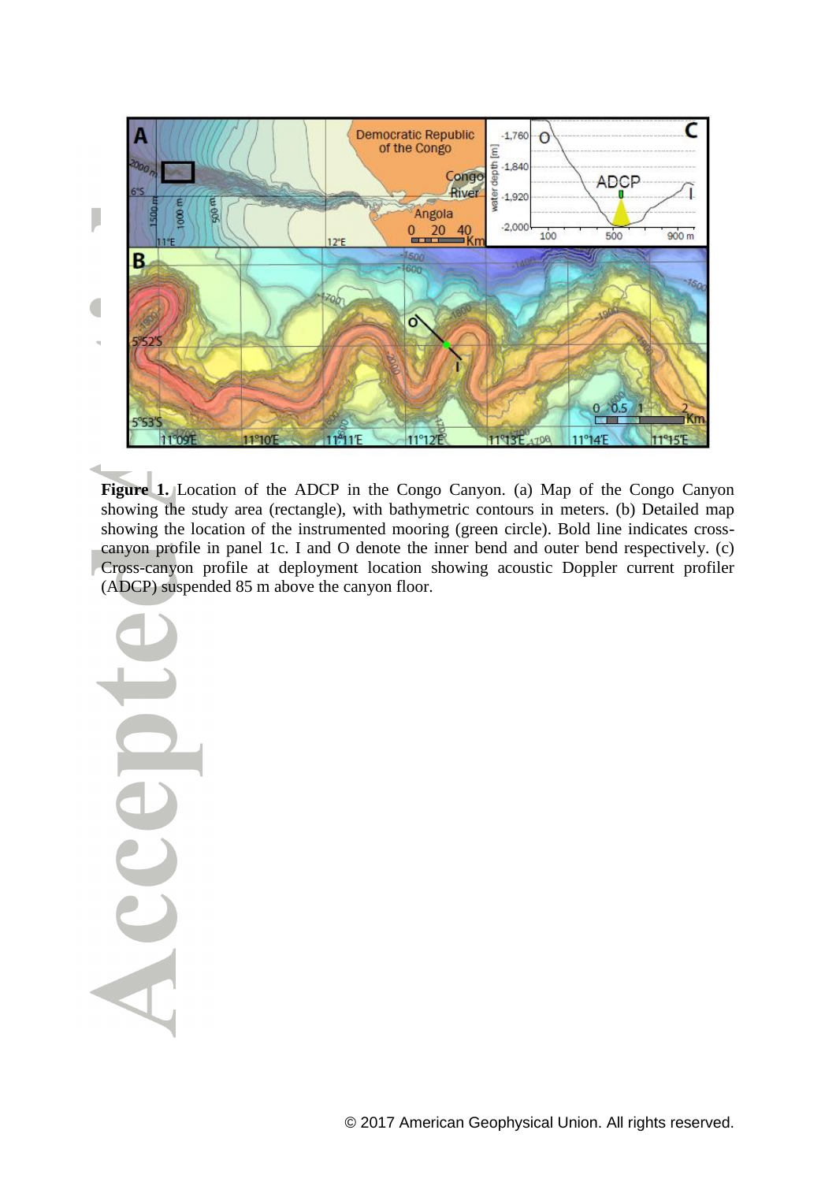**Figure 1.** Location of the ADCP in the Congo Canyon. (a) Map of the Congo Canyon showing the study area (rectangle), with bathymetric contours in meters. (b) Detailed map showing the location of the instrumented mooring (green circle). Bold line indicates cross-canyon profile in panel 1c. I and O denote the inner bend and outer bend respectively. (c) Cross-canyon profile at deployment location showing acoustic Doppler current profiler (ADCP) suspended 85 m above the canyon floor.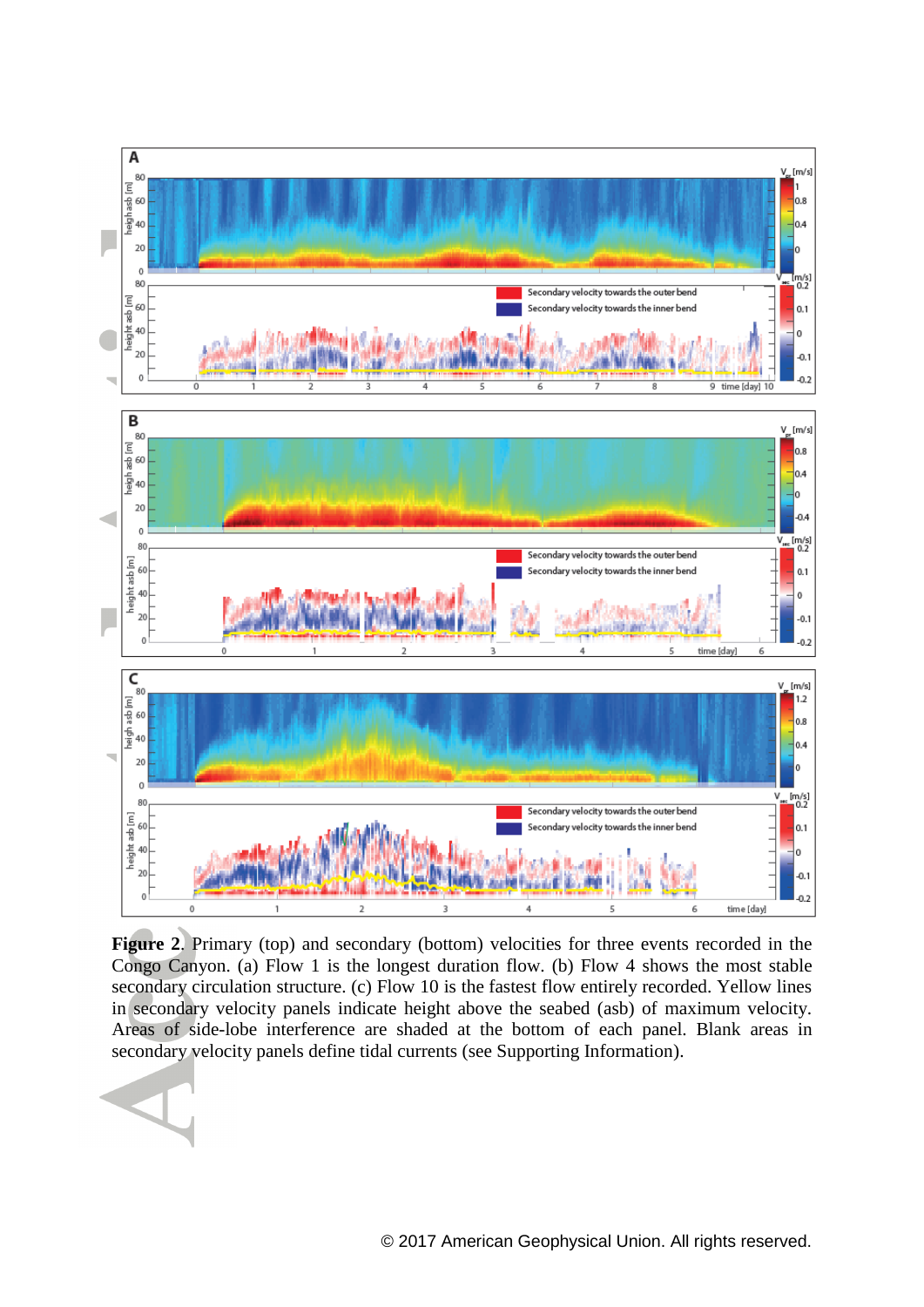**Figure 2**. Primary (top) and secondary (bottom) velocities for three events recorded in the Congo Canyon. (a) Flow 1 is the longest duration flow. (b) Flow 4 shows the most stable secondary circulation structure. (c) Flow 10 is the fastest flow entirely recorded. Yellow lines in secondary velocity panels indicate height above the seabed (asb) of maximum velocity. Areas of side-lobe interference are shaded at the bottom of each panel. Blank areas in secondary velocity panels define tidal currents (see Supporting Information).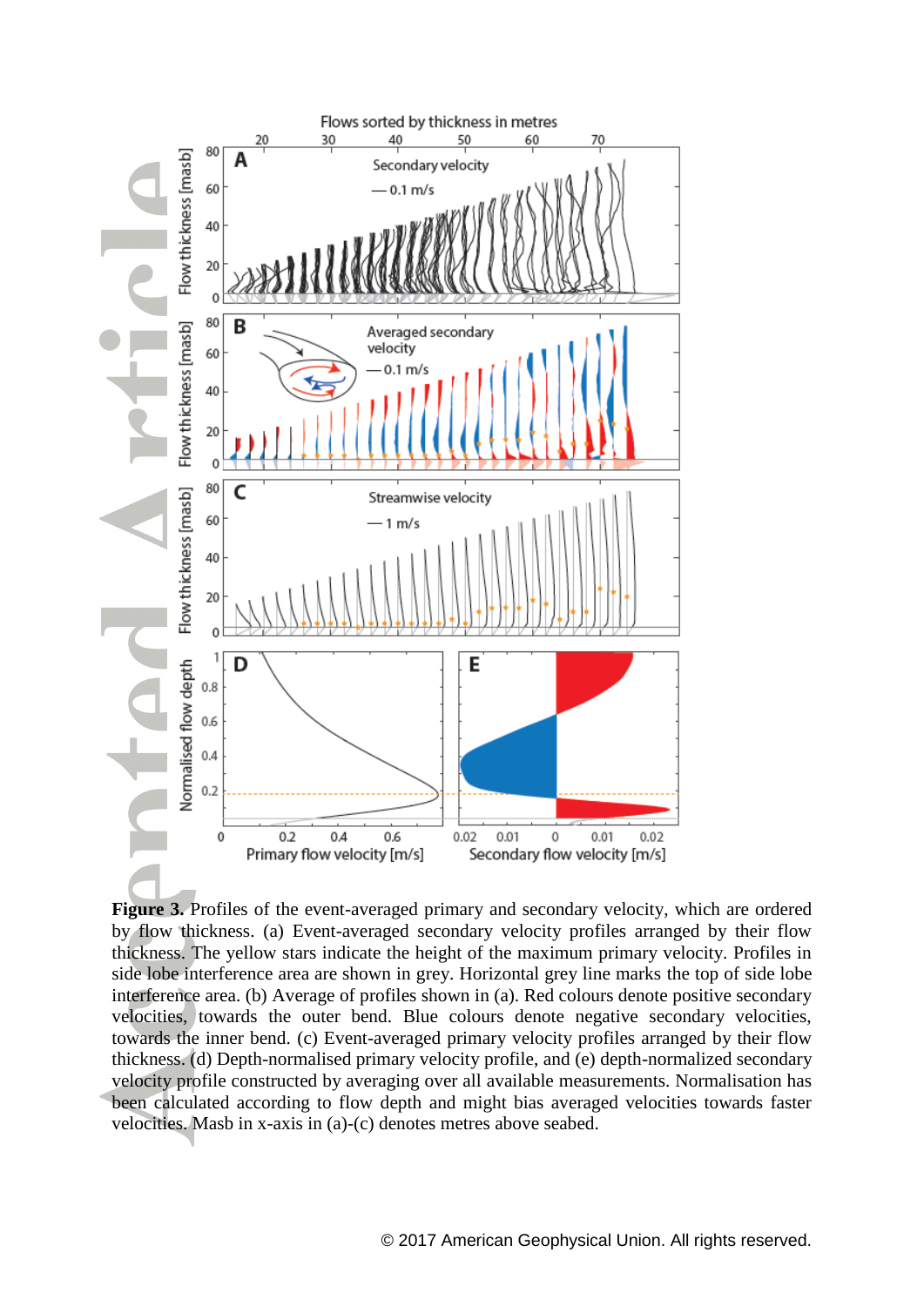**Figure 3.** Profiles of the event-averaged primary and secondary velocity, which are ordered by flow thickness. (a) Event-averaged secondary velocity profiles arranged by their flow thickness. The yellow stars indicate the height of the maximum primary velocity. Profiles in side lobe interference area are shown in grey. Horizontal grey line marks the top of side lobe interference area. (b) Average of profiles shown in (a). Red colours denote positive secondary velocities, towards the outer bend. Blue colours denote negative secondary velocities, towards the inner bend. (c) Event-averaged primary velocity profiles arranged by their flow thickness. (d) Depth-normalised primary velocity profile, and (e) depth-normalized secondary velocity profile constructed by averaging over all available measurements. Normalisation has been calculated according to flow depth and might bias averaged velocities towards faster velocities. Masb in x-axis in (a)-(c) denotes metres above seabed.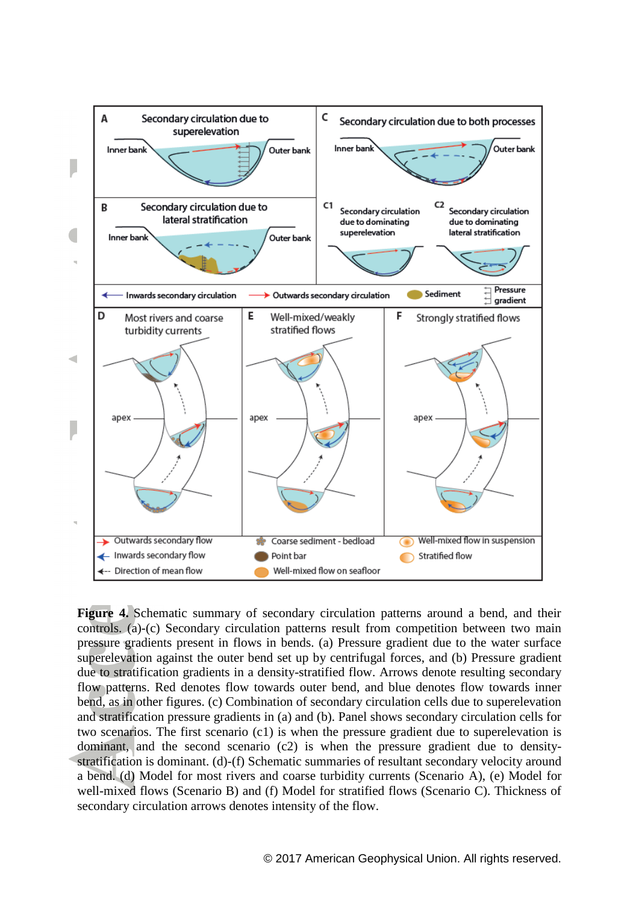A Secondary circulation due to superelevation

Inner bank

Outer bank

B Secondary circulation due to lateral stratification

Inner bank

Outer bank

C Secondary circulation due to both processes

Inner bank

Outer bank

C1 Secondary circulation due to dominating superelevation

C2 Secondary circulation due to dominating lateral stratification

Inwards secondary circulation

Outwards secondary circulation

Sediment

Pressure gradient

D Most rivers and coarse turbidity currents

apex

E Well-mixed/weakly stratified flows

apex

F Strongly stratified flows

apex

Outwards secondary flow

Inwards secondary flow

Direction of mean flow

Coarse sediment - bedload

Point bar

Well-mixed flow on seafloor

Well-mixed flow in suspension

Stratified flow

**Figure 4.** Schematic summary of secondary circulation patterns around a bend, and their controls. (a)-(c) Secondary circulation patterns result from competition between two main pressure gradients present in flows in bends. (a) Pressure gradient due to the water surface superelevation against the outer bend set up by centrifugal forces, and (b) Pressure gradient due to stratification gradients in a density-stratified flow. Arrows denote resulting secondary flow patterns. Red denotes flow towards outer bend, and blue denotes flow towards inner bend, as in other figures. (c) Combination of secondary circulation cells due to superelevation and stratification pressure gradients in (a) and (b). Panel shows secondary circulation cells for two scenarios. The first scenario (c1) is when the pressure gradient due to superelevation is dominant, and the second scenario (c2) is when the pressure gradient due to density-stratification is dominant. (d)-(f) Schematic summaries of resultant secondary velocity around a bend. (d) Model for most rivers and coarse turbidity currents (Scenario A), (e) Model for well-mixed flows (Scenario B) and (f) Model for stratified flows (Scenario C). Thickness of secondary circulation arrows denotes intensity of the flow.